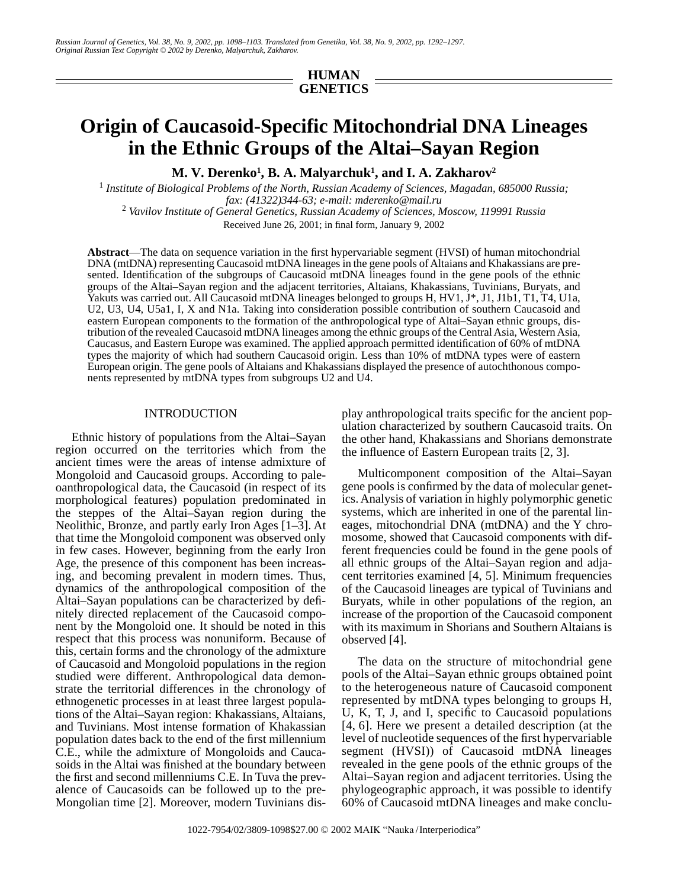HUMAN GENETICS

# Origin of Caucasoid-Specific Mitochondrial DNA Lineages in the Ethnic Groups of the Altai–Sayan Region

**M. V. Derenko[1], B. A. Malyarchuk[1], and I. A. Zakharov[2]**

[1] *Institute of Biological Problems of the North, Russian Academy of Sciences, Magadan, 685000 Russia; fax: (41322)344-63; e-mail: mderenko@mail.ru*

[2] *Vavilov Institute of General Genetics, Russian Academy of Sciences, Moscow, 119991 Russia*

Received June 26, 2001; in final form, January 9, 2002

**Abstract**—The data on sequence variation in the first hypervariable segment (HVSI) of human mitochondrial DNA (mtDNA) representing Caucasoid mtDNA lineages in the gene pools of Altaians and Khakassians are presented. Identification of the subgroups of Caucasoid mtDNA lineages found in the gene pools of the ethnic groups of the Altai–Sayan region and the adjacent territories, Altaians, Khakassians, Tuvinians, Buryats, and Yakuts was carried out. All Caucasoid mtDNA lineages belonged to groups H, HV1, J*, J1, J1b1, T1, T4, U1a, U2, U3, U4, U5a1, I, X and N1a. Taking into consideration possible contribution of southern Caucasoid and eastern European components to the formation of the anthropological type of Altai–Sayan ethnic groups, distribution of the revealed Caucasoid mtDNA lineages among the ethnic groups of the Central Asia, Western Asia, Caucasus, and Eastern Europe was examined. The applied approach permitted identification of 60% of mtDNA types the majority of which had southern Caucasoid origin. Less than 10% of mtDNA types were of eastern European origin. The gene pools of Altaians and Khakassians displayed the presence of autochthonous components represented by mtDNA types from subgroups U2 and U4.

## INTRODUCTION

Ethnic history of populations from the Altai–Sayan region occurred on the territories which from the ancient times were the areas of intense admixture of Mongoloid and Caucasoid groups. According to paleoanthropological data, the Caucasoid (in respect of its morphological features) population predominated in the steppes of the Altai–Sayan region during the Neolithic, Bronze, and partly early Iron Ages [1–3]. At that time the Mongoloid component was observed only in few cases. However, beginning from the early Iron Age, the presence of this component has been increasing, and becoming prevalent in modern times. Thus, dynamics of the anthropological composition of the Altai–Sayan populations can be characterized by definitely directed replacement of the Caucasoid component by the Mongoloid one. It should be noted in this respect that this process was nonuniform. Because of this, certain forms and the chronology of the admixture of Caucasoid and Mongoloid populations in the region studied were different. Anthropological data demonstrate the territorial differences in the chronology of ethnogenetic processes in at least three largest populations of the Altai–Sayan region: Khakassians, Altaians, and Tuvinians. Most intense formation of Khakassian population dates back to the end of the first millennium C.E., while the admixture of Mongoloids and Caucasoids in the Altai was finished at the boundary between the first and second millenniums C.E. In Tuva the prevalence of Caucasoids can be followed up to the pre-Mongolian time [2]. Moreover, modern Tuvinians display anthropological traits specific for the ancient population characterized by southern Caucasoid traits. On the other hand, Khakassians and Shorians demonstrate the influence of Eastern European traits [2, 3].

Multicomponent composition of the Altai–Sayan gene pools is confirmed by the data of molecular genetics. Analysis of variation in highly polymorphic genetic systems, which are inherited in one of the parental lineages, mitochondrial DNA (mtDNA) and the Y chromosome, showed that Caucasoid components with different frequencies could be found in the gene pools of all ethnic groups of the Altai–Sayan region and adjacent territories examined [4, 5]. Minimum frequencies of the Caucasoid lineages are typical of Tuvinians and Buryats, while in other populations of the region, an increase of the proportion of the Caucasoid component with its maximum in Shorians and Southern Altaians is observed [4].

The data on the structure of mitochondrial gene pools of the Altai–Sayan ethnic groups obtained point to the heterogeneous nature of Caucasoid component represented by mtDNA types belonging to groups H, U, K, T, J, and I, specific to Caucasoid populations [4, 6]. Here we present a detailed description (at the level of nucleotide sequences of the first hypervariable segment (HVSI)) of Caucasoid mtDNA lineages revealed in the gene pools of the ethnic groups of the Altai–Sayan region and adjacent territories. Using the phylogeographic approach, it was possible to identify 60% of Caucasoid mtDNA lineages and make conclu-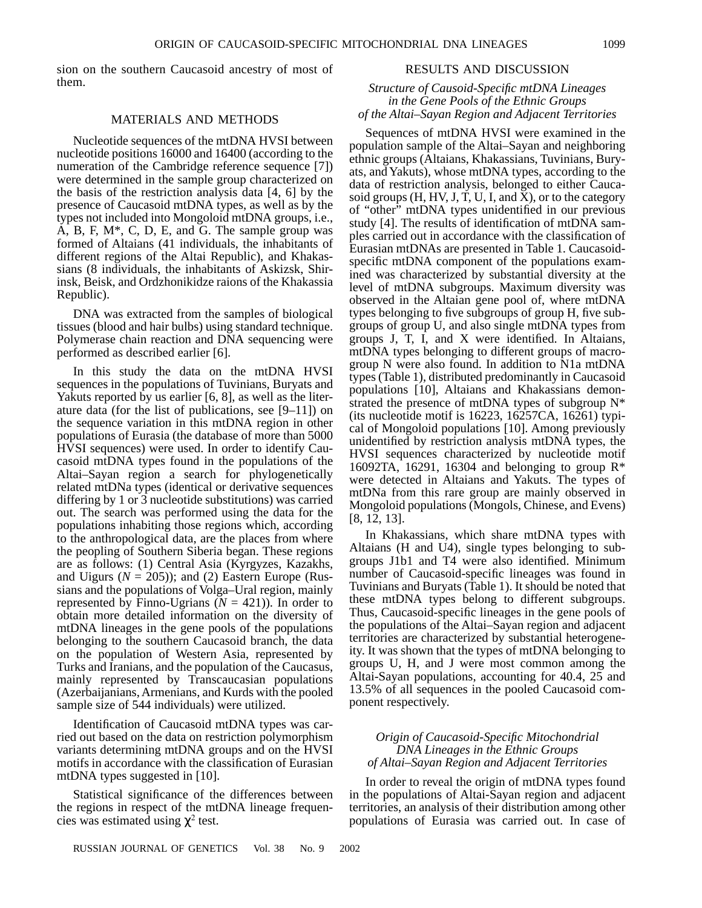sion on the southern Caucasoid ancestry of most of them.

## MATERIALS AND METHODS

Nucleotide sequences of the mtDNA HVSI between nucleotide positions 16000 and 16400 (according to the numeration of the Cambridge reference sequence [7]) were determined in the sample group characterized on the basis of the restriction analysis data [4, 6] by the presence of Caucasoid mtDNA types, as well as by the types not included into Mongoloid mtDNA groups, i.e., A, B, F, M*, C, D, E, and G. The sample group was formed of Altaians (41 individuals, the inhabitants of different regions of the Altai Republic), and Khakassians (8 individuals, the inhabitants of Askizsk, Shirinsk, Beisk, and Ordzhonikidze raions of the Khakassia Republic).

DNA was extracted from the samples of biological tissues (blood and hair bulbs) using standard technique. Polymerase chain reaction and DNA sequencing were performed as described earlier [6].

In this study the data on the mtDNA HVSI sequences in the populations of Tuvinians, Buryats and Yakuts reported by us earlier [6, 8], as well as the literature data (for the list of publications, see [9–11]) on the sequence variation in this mtDNA region in other populations of Eurasia (the database of more than 5000 HVSI sequences) were used. In order to identify Caucasoid mtDNA types found in the populations of the Altai–Sayan region a search for phylogenetically related mtDNa types (identical or derivative sequences differing by 1 or 3 nucleotide substitutions) was carried out. The search was performed using the data for the populations inhabiting those regions which, according to the anthropological data, are the places from where the peopling of Southern Siberia began. These regions are as follows: (1) Central Asia (Kyrgyzes, Kazakhs, and Uigurs ($N$ = 205)); and (2) Eastern Europe (Russians and the populations of Volga–Ural region, mainly represented by Finno-Ugrians ($N$ = 421)). In order to obtain more detailed information on the diversity of mtDNA lineages in the gene pools of the populations belonging to the southern Caucasoid branch, the data on the population of Western Asia, represented by Turks and Iranians, and the population of the Caucasus, mainly represented by Transcaucasian populations (Azerbaijanians, Armenians, and Kurds with the pooled sample size of 544 individuals) were utilized.

Identification of Caucasoid mtDNA types was carried out based on the data on restriction polymorphism variants determining mtDNA groups and on the HVSI motifs in accordance with the classification of Eurasian mtDNA types suggested in [10].

Statistical significance of the differences between the regions in respect of the mtDNA lineage frequencies was estimated using $\chi^2$ test.

## RESULTS AND DISCUSSION

### *Structure of Causoid-Specific mtDNA Lineages in the Gene Pools of the Ethnic Groups of the Altai–Sayan Region and Adjacent Territories*

Sequences of mtDNA HVSI were examined in the population sample of the Altai–Sayan and neighboring ethnic groups (Altaians, Khakassians, Tuvinians, Buryats, and Yakuts), whose mtDNA types, according to the data of restriction analysis, belonged to either Caucasoid groups (H, HV, J, T, U, I, and X), or to the category of "other" mtDNA types unidentified in our previous study [4]. The results of identification of mtDNA samples carried out in accordance with the classification of Eurasian mtDNAs are presented in Table 1. Caucasoid-specific mtDNA component of the populations examined was characterized by substantial diversity at the level of mtDNA subgroups. Maximum diversity was observed in the Altaian gene pool of, where mtDNA types belonging to five subgroups of group H, five subgroups of group U, and also single mtDNA types from groups J, T, I, and X were identified. In Altaians, mtDNA types belonging to different groups of macrogroup N were also found. In addition to N1a mtDNA types (Table 1), distributed predominantly in Caucasoid populations [10], Altaians and Khakassians demonstrated the presence of mtDNA types of subgroup N* (its nucleotide motif is 16223, 16257CA, 16261) typical of Mongoloid populations [10]. Among previously unidentified by restriction analysis mtDNA types, the HVSI sequences characterized by nucleotide motif 16092TA, 16291, 16304 and belonging to group R* were detected in Altaians and Yakuts. The types of mtDNa from this rare group are mainly observed in Mongoloid populations (Mongols, Chinese, and Evens) [8, 12, 13].

In Khakassians, which share mtDNA types with Altaians (H and U4), single types belonging to subgroups J1b1 and T4 were also identified. Minimum number of Caucasoid-specific lineages was found in Tuvinians and Buryats (Table 1). It should be noted that these mtDNA types belong to different subgroups. Thus, Caucasoid-specific lineages in the gene pools of the populations of the Altai–Sayan region and adjacent territories are characterized by substantial heterogeneity. It was shown that the types of mtDNA belonging to groups U, H, and J were most common among the Altai-Sayan populations, accounting for 40.4, 25 and 13.5% of all sequences in the pooled Caucasoid component respectively.

### *Origin of Caucasoid-Specific Mitochondrial DNA Lineages in the Ethnic Groups of Altai–Sayan Region and Adjacent Territories*

In order to reveal the origin of mtDNA types found in the populations of Altai-Sayan region and adjacent territories, an analysis of their distribution among other populations of Eurasia was carried out. In case of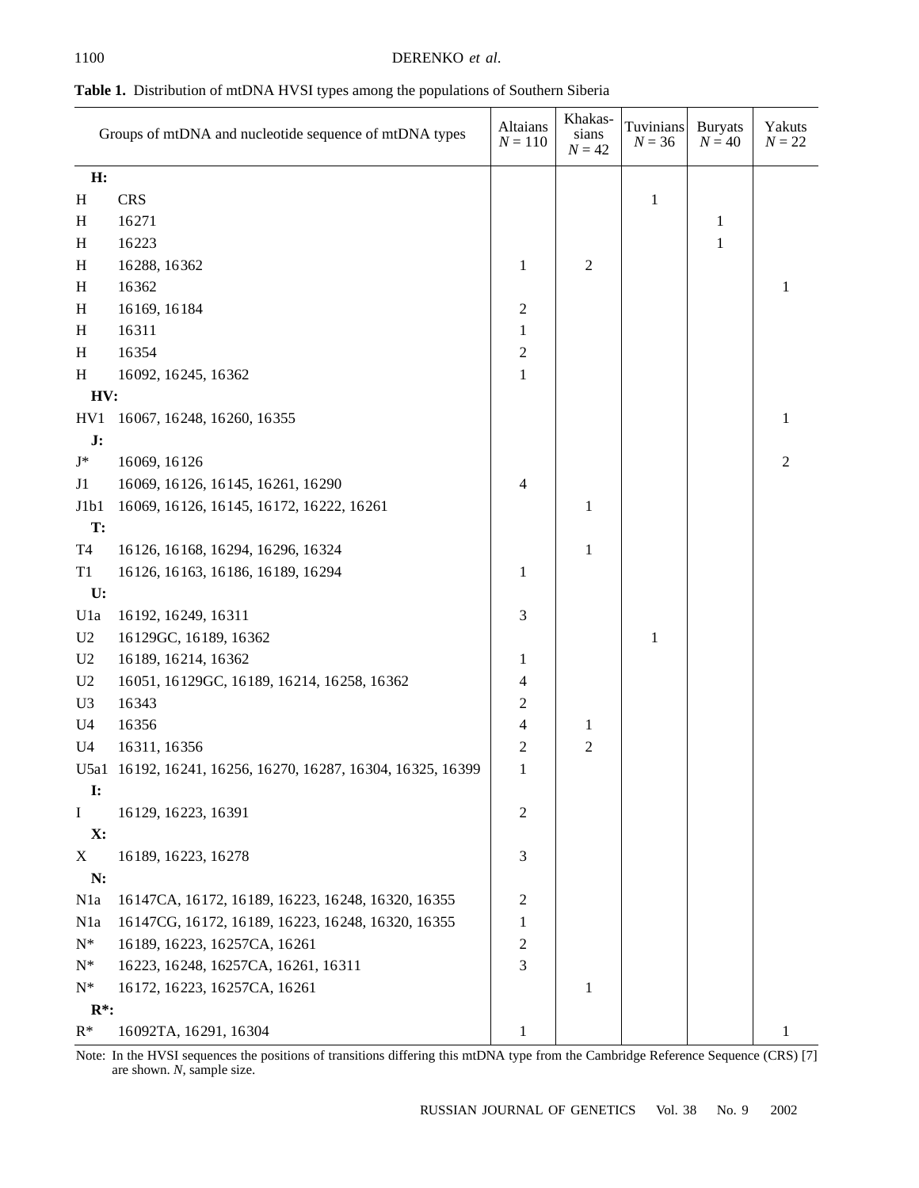**Table 1.** Distribution of mtDNA HVSI types among the populations of Southern Siberia

| Groups of mtDNA | Nucleotide sequence of mtDNA types | Altaians $N = 110$ | Khakassians $N = 42$ | Tuvinians $N = 36$ | Buryats $N = 40$ | Yakuts $N = 22$ |
|---|---|---|---|---|---|---|
| **H:** | | | | | | |
| H | CRS | | | 1 | | |
| H | 16271 | | | | 1 | |
| H | 16223 | | | | 1 | |
| H | 16288, 16362 | 1 | 2 | | | |
| H | 16362 | | | | | 1 |
| H | 16169, 16184 | 2 | | | | |
| H | 16311 | 1 | | | | |
| H | 16354 | 2 | | | | |
| H | 16092, 16245, 16362 | 1 | | | | |
| **HV:** | | | | | | |
| HV1 | 16067, 16248, 16260, 16355 | | | | | 1 |
| **J:** | | | | | | |
| J* | 16069, 16126 | | | | | 2 |
| J1 | 16069, 16126, 16145, 16261, 16290 | 4 | | | | |
| J1b1 | 16069, 16126, 16145, 16172, 16222, 16261 | | 1 | | | |
| **T:** | | | | | | |
| T4 | 16126, 16168, 16294, 16296, 16324 | | 1 | | | |
| T1 | 16126, 16163, 16186, 16189, 16294 | 1 | | | | |
| **U:** | | | | | | |
| U1a | 16192, 16249, 16311 | 3 | | | | |
| U2 | 16129GC, 16189, 16362 | | | 1 | | |
| U2 | 16189, 16214, 16362 | 1 | | | | |
| U2 | 16051, 16129GC, 16189, 16214, 16258, 16362 | 4 | | | | |
| U3 | 16343 | 2 | | | | |
| U4 | 16356 | 4 | 1 | | | |
| U4 | 16311, 16356 | 2 | 2 | | | |
| U5a1 | 16192, 16241, 16256, 16270, 16287, 16304, 16325, 16399 | 1 | | | | |
| **I:** | | | | | | |
| I | 16129, 16223, 16391 | 2 | | | | |
| **X:** | | | | | | |
| X | 16189, 16223, 16278 | 3 | | | | |
| **N:** | | | | | | |
| N1a | 16147CA, 16172, 16189, 16223, 16248, 16320, 16355 | 2 | | | | |
| N1a | 16147CG, 16172, 16189, 16223, 16248, 16320, 16355 | 1 | | | | |
| N* | 16189, 16223, 16257CA, 16261 | 2 | | | | |
| N* | 16223, 16248, 16257CA, 16261, 16311 | 3 | | | | |
| N* | 16172, 16223, 16257CA, 16261 | | 1 | | | |
| **R*:** | | | | | | |
| R* | 16092TA, 16291, 16304 | 1 | | | | 1 |

Note: In the HVSI sequences the positions of transitions differing this mtDNA type from the Cambridge Reference Sequence (CRS) [7] are shown. *N*, sample size.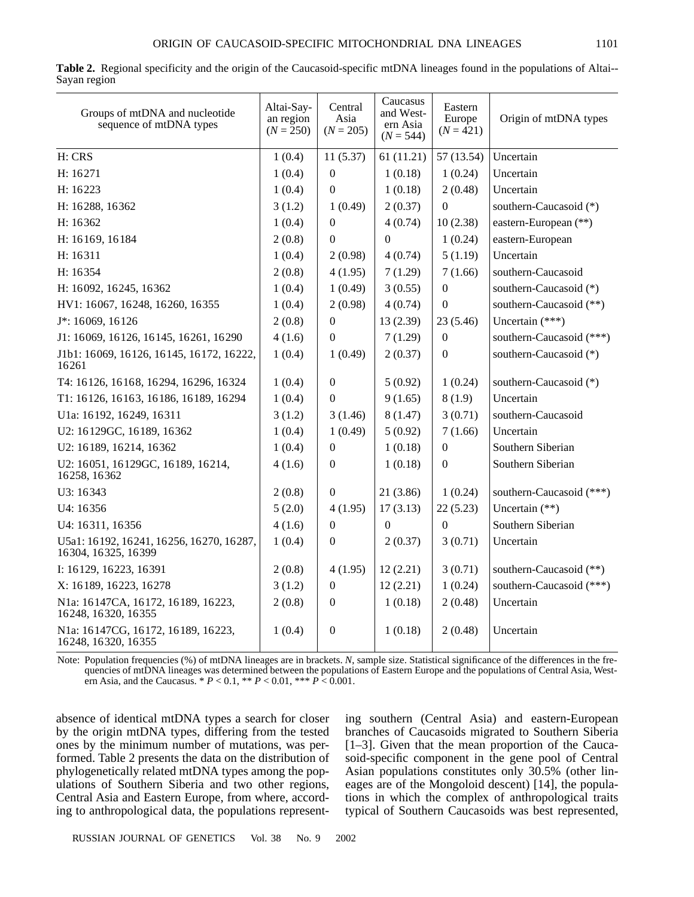**Table 2.** Regional specificity and the origin of the Caucasoid-specific mtDNA lineages found in the populations of Altai--Sayan region

| Groups of mtDNA and nucleotide sequence of mtDNA types | Altai-Sayan region ($N = 250$) | Central Asia ($N = 205$) | Caucasus and Western Asia ($N = 544$) | Eastern Europe ($N = 421$) | Origin of mtDNA types |
|---|---|---|---|---|---|
| H: CRS | 1 (0.4) | 11 (5.37) | 61 (11.21) | 57 (13.54) | Uncertain |
| H: 16271 | 1 (0.4) | 0 | 1 (0.18) | 1 (0.24) | Uncertain |
| H: 16223 | 1 (0.4) | 0 | 1 (0.18) | 2 (0.48) | Uncertain |
| H: 16288, 16362 | 3 (1.2) | 1 (0.49) | 2 (0.37) | 0 | southern-Caucasoid (*) |
| H: 16362 | 1 (0.4) | 0 | 4 (0.74) | 10 (2.38) | eastern-European (**) |
| H: 16169, 16184 | 2 (0.8) | 0 | 0 | 1 (0.24) | eastern-European |
| H: 16311 | 1 (0.4) | 2 (0.98) | 4 (0.74) | 5 (1.19) | Uncertain |
| H: 16354 | 2 (0.8) | 4 (1.95) | 7 (1.29) | 7 (1.66) | southern-Caucasoid |
| H: 16092, 16245, 16362 | 1 (0.4) | 1 (0.49) | 3 (0.55) | 0 | southern-Caucasoid (*) |
| HV1: 16067, 16248, 16260, 16355 | 1 (0.4) | 2 (0.98) | 4 (0.74) | 0 | southern-Caucasoid (**) |
| J*: 16069, 16126 | 2 (0.8) | 0 | 13 (2.39) | 23 (5.46) | Uncertain (***) |
| J1: 16069, 16126, 16145, 16261, 16290 | 4 (1.6) | 0 | 7 (1.29) | 0 | southern-Caucasoid (***) |
| J1b1: 16069, 16126, 16145, 16172, 16222, 16261 | 1 (0.4) | 1 (0.49) | 2 (0.37) | 0 | southern-Caucasoid (*) |
| T4: 16126, 16168, 16294, 16296, 16324 | 1 (0.4) | 0 | 5 (0.92) | 1 (0.24) | southern-Caucasoid (*) |
| T1: 16126, 16163, 16186, 16189, 16294 | 1 (0.4) | 0 | 9 (1.65) | 8 (1.9) | Uncertain |
| U1a: 16192, 16249, 16311 | 3 (1.2) | 3 (1.46) | 8 (1.47) | 3 (0.71) | southern-Caucasoid |
| U2: 16129GC, 16189, 16362 | 1 (0.4) | 1 (0.49) | 5 (0.92) | 7 (1.66) | Uncertain |
| U2: 16189, 16214, 16362 | 1 (0.4) | 0 | 1 (0.18) | 0 | Southern Siberian |
| U2: 16051, 16129GC, 16189, 16214, 16258, 16362 | 4 (1.6) | 0 | 1 (0.18) | 0 | Southern Siberian |
| U3: 16343 | 2 (0.8) | 0 | 21 (3.86) | 1 (0.24) | southern-Caucasoid (***) |
| U4: 16356 | 5 (2.0) | 4 (1.95) | 17 (3.13) | 22 (5.23) | Uncertain (**) |
| U4: 16311, 16356 | 4 (1.6) | 0 | 0 | 0 | Southern Siberian |
| U5a1: 16192, 16241, 16256, 16270, 16287, 16304, 16325, 16399 | 1 (0.4) | 0 | 2 (0.37) | 3 (0.71) | Uncertain |
| I: 16129, 16223, 16391 | 2 (0.8) | 4 (1.95) | 12 (2.21) | 3 (0.71) | southern-Caucasoid (**) |
| X: 16189, 16223, 16278 | 3 (1.2) | 0 | 12 (2.21) | 1 (0.24) | southern-Caucasoid (***) |
| N1a: 16147CA, 16172, 16189, 16223, 16248, 16320, 16355 | 2 (0.8) | 0 | 1 (0.18) | 2 (0.48) | Uncertain |
| N1a: 16147CG, 16172, 16189, 16223, 16248, 16320, 16355 | 1 (0.4) | 0 | 1 (0.18) | 2 (0.48) | Uncertain |

Note: Population frequencies (%) of mtDNA lineages are in brackets. *N*, sample size. Statistical significance of the differences in the frequencies of mtDNA lineages was determined between the populations of Eastern Europe and the populations of Central Asia, Western Asia, and the Caucasus. * $P < 0.1$, ** $P < 0.01$, *** $P < 0.001$.

absence of identical mtDNA types a search for closer by the origin mtDNA types, differing from the tested ones by the minimum number of mutations, was performed. Table 2 presents the data on the distribution of phylogenetically related mtDNA types among the populations of Southern Siberia and two other regions, Central Asia and Eastern Europe, from where, according to anthropological data, the populations representing southern (Central Asia) and eastern-European branches of Caucasoids migrated to Southern Siberia [1–3]. Given that the mean proportion of the Caucasoid-specific component in the gene pool of Central Asian populations constitutes only 30.5% (other lineages are of the Mongoloid descent) [14], the populations in which the complex of anthropological traits typical of Southern Caucasoids was best represented,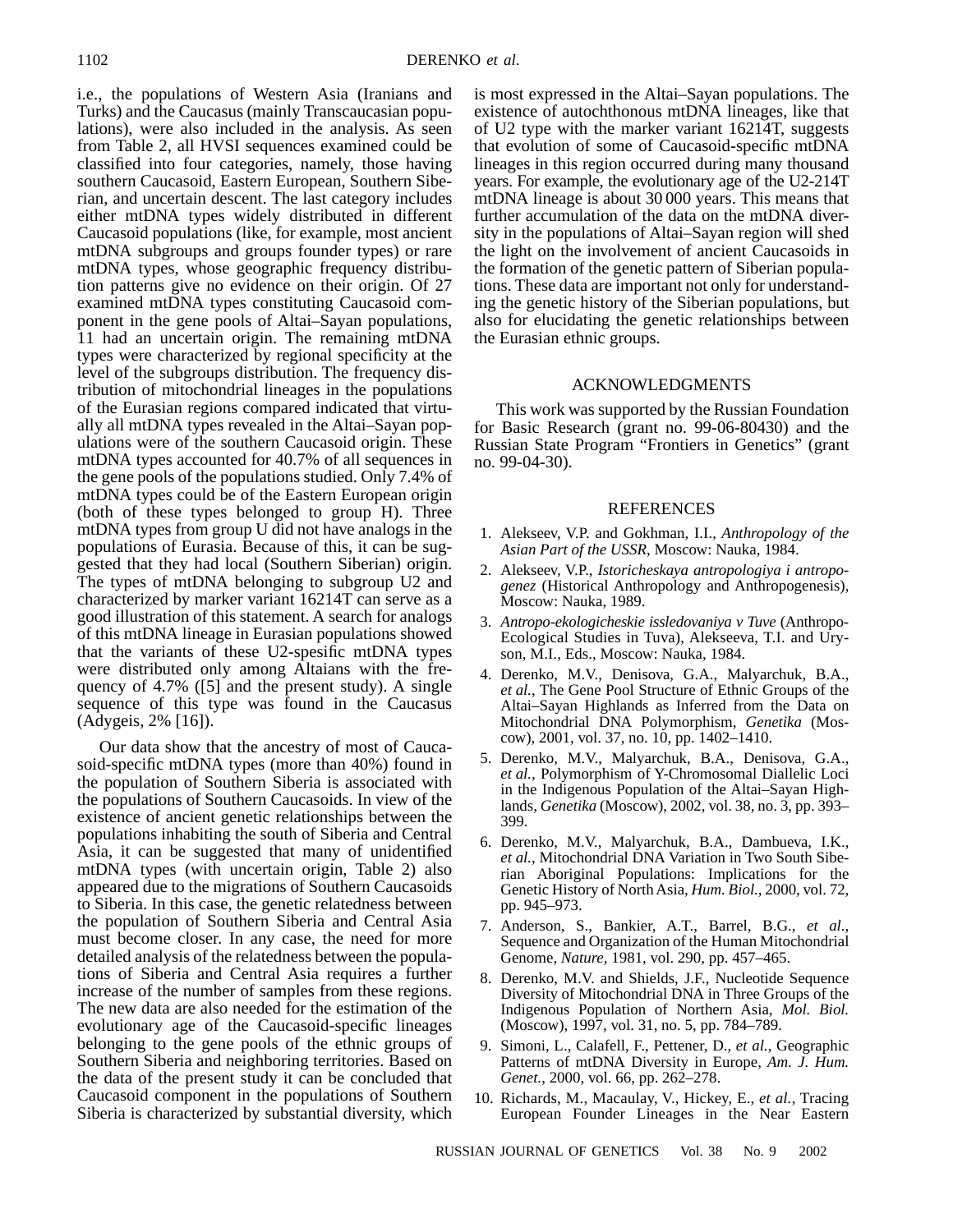i.e., the populations of Western Asia (Iranians and Turks) and the Caucasus (mainly Transcaucasian populations), were also included in the analysis. As seen from Table 2, all HVSI sequences examined could be classified into four categories, namely, those having southern Caucasoid, Eastern European, Southern Siberian, and uncertain descent. The last category includes either mtDNA types widely distributed in different Caucasoid populations (like, for example, most ancient mtDNA subgroups and groups founder types) or rare mtDNA types, whose geographic frequency distribution patterns give no evidence on their origin. Of 27 examined mtDNA types constituting Caucasoid component in the gene pools of Altai–Sayan populations, 11 had an uncertain origin. The remaining mtDNA types were characterized by regional specificity at the level of the subgroups distribution. The frequency distribution of mitochondrial lineages in the populations of the Eurasian regions compared indicated that virtually all mtDNA types revealed in the Altai–Sayan populations were of the southern Caucasoid origin. These mtDNA types accounted for 40.7% of all sequences in the gene pools of the populations studied. Only 7.4% of mtDNA types could be of the Eastern European origin (both of these types belonged to group H). Three mtDNA types from group U did not have analogs in the populations of Eurasia. Because of this, it can be suggested that they had local (Southern Siberian) origin. The types of mtDNA belonging to subgroup U2 and characterized by marker variant 16214T can serve as a good illustration of this statement. A search for analogs of this mtDNA lineage in Eurasian populations showed that the variants of these U2-spesific mtDNA types were distributed only among Altaians with the frequency of 4.7% ([5] and the present study). A single sequence of this type was found in the Caucasus (Adygeis, 2% [16]).

Our data show that the ancestry of most of Caucasoid-specific mtDNA types (more than 40%) found in the population of Southern Siberia is associated with the populations of Southern Caucasoids. In view of the existence of ancient genetic relationships between the populations inhabiting the south of Siberia and Central Asia, it can be suggested that many of unidentified mtDNA types (with uncertain origin, Table 2) also appeared due to the migrations of Southern Caucasoids to Siberia. In this case, the genetic relatedness between the population of Southern Siberia and Central Asia must become closer. In any case, the need for more detailed analysis of the relatedness between the populations of Siberia and Central Asia requires a further increase of the number of samples from these regions. The new data are also needed for the estimation of the evolutionary age of the Caucasoid-specific lineages belonging to the gene pools of the ethnic groups of Southern Siberia and neighboring territories. Based on the data of the present study it can be concluded that Caucasoid component in the populations of Southern Siberia is characterized by substantial diversity, which is most expressed in the Altai–Sayan populations. The existence of autochthonous mtDNA lineages, like that of U2 type with the marker variant 16214T, suggests that evolution of some of Caucasoid-specific mtDNA lineages in this region occurred during many thousand years. For example, the evolutionary age of the U2-214T mtDNA lineage is about 30 000 years. This means that further accumulation of the data on the mtDNA diversity in the populations of Altai–Sayan region will shed the light on the involvement of ancient Caucasoids in the formation of the genetic pattern of Siberian populations. These data are important not only for understanding the genetic history of the Siberian populations, but also for elucidating the genetic relationships between the Eurasian ethnic groups.

## ACKNOWLEDGMENTS

This work was supported by the Russian Foundation for Basic Research (grant no. 99-06-80430) and the Russian State Program “Frontiers in Genetics” (grant no. 99-04-30).

## REFERENCES

1. Alekseev, V.P. and Gokhman, I.I., *Anthropology of the Asian Part of the USSR*, Moscow: Nauka, 1984.
2. Alekseev, V.P., *Istoricheskaya antropologiya i antropogenez* (Historical Anthropology and Anthropogenesis), Moscow: Nauka, 1989.
3. *Antropo-ekologicheskie issledovaniya v Tuve* (Anthropo-Ecological Studies in Tuva), Alekseeva, T.I. and Uryson, M.I., Eds., Moscow: Nauka, 1984.
4. Derenko, M.V., Denisova, G.A., Malyarchuk, B.A., *et al.*, The Gene Pool Structure of Ethnic Groups of the Altai–Sayan Highlands as Inferred from the Data on Mitochondrial DNA Polymorphism, *Genetika* (Moscow), 2001, vol. 37, no. 10, pp. 1402–1410.
5. Derenko, M.V., Malyarchuk, B.A., Denisova, G.A., *et al.*, Polymorphism of Y-Chromosomal Diallelic Loci in the Indigenous Population of the Altai–Sayan Highlands, *Genetika* (Moscow), 2002, vol. 38, no. 3, pp. 393–399.
6. Derenko, M.V., Malyarchuk, B.A., Dambueva, I.K., *et al.*, Mitochondrial DNA Variation in Two South Siberian Aboriginal Populations: Implications for the Genetic History of North Asia, *Hum. Biol.*, 2000, vol. 72, pp. 945–973.
7. Anderson, S., Bankier, A.T., Barrel, B.G., *et al.*, Sequence and Organization of the Human Mitochondrial Genome, *Nature*, 1981, vol. 290, pp. 457–465.
8. Derenko, M.V. and Shields, J.F., Nucleotide Sequence Diversity of Mitochondrial DNA in Three Groups of the Indigenous Population of Northern Asia, *Mol. Biol.* (Moscow), 1997, vol. 31, no. 5, pp. 784–789.
9. Simoni, L., Calafell, F., Pettener, D., *et al.*, Geographic Patterns of mtDNA Diversity in Europe, *Am. J. Hum. Genet.*, 2000, vol. 66, pp. 262–278.
10. Richards, M., Macaulay, V., Hickey, E., *et al.*, Tracing European Founder Lineages in the Near Eastern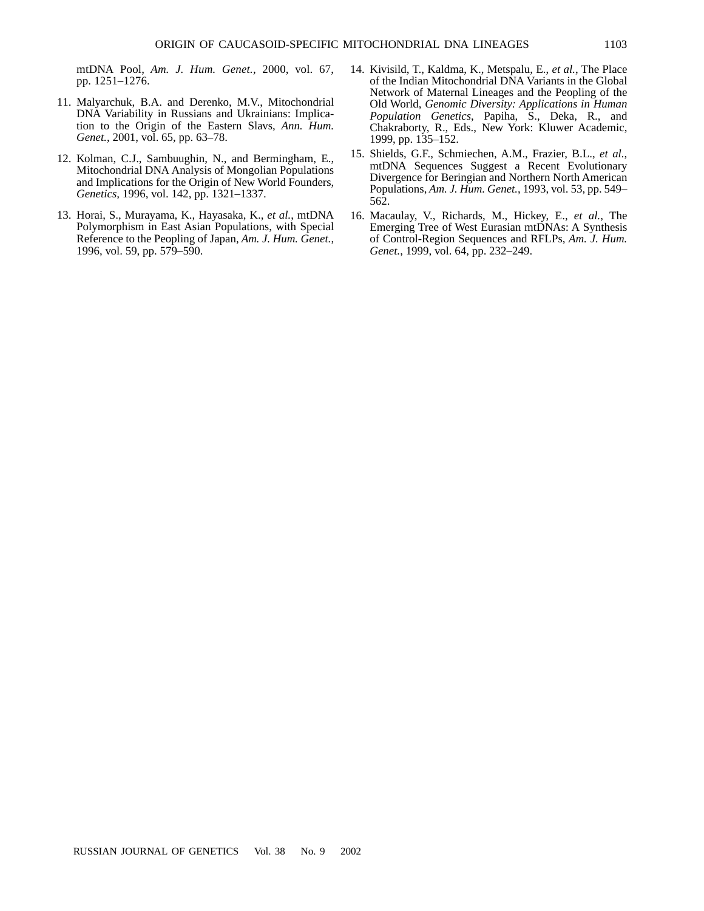mtDNA Pool, *Am. J. Hum. Genet.*, 2000, vol. 67, pp. 1251–1276.

11. Malyarchuk, B.A. and Derenko, M.V., Mitochondrial DNA Variability in Russians and Ukrainians: Implication to the Origin of the Eastern Slavs, *Ann. Hum. Genet.*, 2001, vol. 65, pp. 63–78.

12. Kolman, C.J., Sambuughin, N., and Bermingham, E., Mitochondrial DNA Analysis of Mongolian Populations and Implications for the Origin of New World Founders, *Genetics*, 1996, vol. 142, pp. 1321–1337.

13. Horai, S., Murayama, K., Hayasaka, K., *et al.*, mtDNA Polymorphism in East Asian Populations, with Special Reference to the Peopling of Japan, *Am. J. Hum. Genet.*, 1996, vol. 59, pp. 579–590.

14. Kivisild, T., Kaldma, K., Metspalu, E., *et al.*, The Place of the Indian Mitochondrial DNA Variants in the Global Network of Maternal Lineages and the Peopling of the Old World, *Genomic Diversity: Applications in Human Population Genetics*, Papiha, S., Deka, R., and Chakraborty, R., Eds., New York: Kluwer Academic, 1999, pp. 135–152.

15. Shields, G.F., Schmiechen, A.M., Frazier, B.L., *et al.*, mtDNA Sequences Suggest a Recent Evolutionary Divergence for Beringian and Northern North American Populations, *Am. J. Hum. Genet.*, 1993, vol. 53, pp. 549–562.

16. Macaulay, V., Richards, M., Hickey, E., *et al.*, The Emerging Tree of West Eurasian mtDNAs: A Synthesis of Control-Region Sequences and RFLPs, *Am. J. Hum. Genet.*, 1999, vol. 64, pp. 232–249.